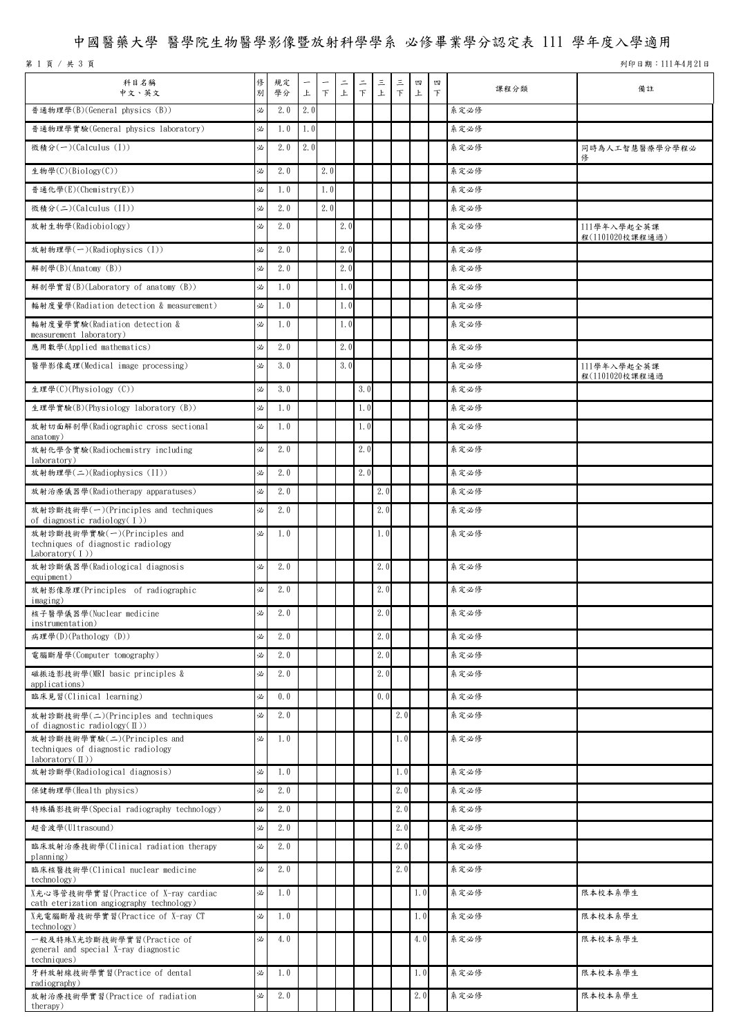# 中國醫藥大學 醫學院生物醫學影像暨放射科學學系 必修畢業學分認定表 111 學年度入學適用

列印日期：111年4月21日

| 科目名稱 中文、英文 | 修別 | 規定學分 | 一上 | 一下 | 二上 | 二下 | 三上 | 三下 | 四上 | 四下 | 課程分類 | 備註 |
|---|---|---|---|---|---|---|---|---|---|---|---|---|
| 普通物理學(B)(General physics (B)) | 必 | 2.0 | 2.0 | | | | | | | | 系定必修 | |
| 普通物理學實驗(General physics laboratory) | 必 | 1.0 | 1.0 | | | | | | | | 系定必修 | |
| 微積分(一)(Calculus (I)) | 必 | 2.0 | 2.0 | | | | | | | | 系定必修 | 同時為人工智慧醫療學分學程必修 |
| 生物學(C)(Biology(C)) | 必 | 2.0 | | 2.0 | | | | | | | 系定必修 | |
| 普通化學(E)(Chemistry(E)) | 必 | 1.0 | | 1.0 | | | | | | | 系定必修 | |
| 微積分(二)(Calculus (II)) | 必 | 2.0 | | 2.0 | | | | | | | 系定必修 | |
| 放射生物學(Radiobiology) | 必 | 2.0 | | | 2.0 | | | | | | 系定必修 | 111學年入學起全英課程(1101020校課程通過) |
| 放射物理學(一)(Radiophysics (I)) | 必 | 2.0 | | | 2.0 | | | | | | 系定必修 | |
| 解剖學(B)(Anatomy (B)) | 必 | 2.0 | | | 2.0 | | | | | | 系定必修 | |
| 解剖學實習(B)(Laboratory of anatomy (B)) | 必 | 1.0 | | | 1.0 | | | | | | 系定必修 | |
| 輻射度量學(Radiation detection & measurement) | 必 | 1.0 | | | 1.0 | | | | | | 系定必修 | |
| 輻射度量學實驗(Radiation detection & measurement laboratory) | 必 | 1.0 | | | 1.0 | | | | | | 系定必修 | |
| 應用數學(Applied mathematics) | 必 | 2.0 | | | 2.0 | | | | | | 系定必修 | |
| 醫學影像處理(Medical image processing) | 必 | 3.0 | | | 3.0 | | | | | | 系定必修 | 111學年入學起全英課程(1101020校課程通過 |
| 生理學(C)(Physiology (C)) | 必 | 3.0 | | | | 3.0 | | | | | 系定必修 | |
| 生理學實驗(B)(Physiology laboratory (B)) | 必 | 1.0 | | | | 1.0 | | | | | 系定必修 | |
| 放射切面解剖學(Radiographic cross sectional anatomy) | 必 | 1.0 | | | | 1.0 | | | | | 系定必修 | |
| 放射化學含實驗(Radiochemistry including laboratory) | 必 | 2.0 | | | | 2.0 | | | | | 系定必修 | |
| 放射物理學(二)(Radiophysics (II)) | 必 | 2.0 | | | | 2.0 | | | | | 系定必修 | |
| 放射治療儀器學(Radiotherapy apparatuses) | 必 | 2.0 | | | | | 2.0 | | | | 系定必修 | |
| 放射診斷技術學(一)(Principles and techniques of diagnostic radiology(Ⅰ)) | 必 | 2.0 | | | | | 2.0 | | | | 系定必修 | |
| 放射診斷技術學實驗(一)(Principles and techniques of diagnostic radiology Laboratory(Ⅰ)) | 必 | 1.0 | | | | | 1.0 | | | | 系定必修 | |
| 放射診斷儀器學(Radiological diagnosis equipment) | 必 | 2.0 | | | | | 2.0 | | | | 系定必修 | |
| 放射影像原理(Principles of radiographic imaging) | 必 | 2.0 | | | | | 2.0 | | | | 系定必修 | |
| 核子醫學儀器學(Nuclear medicine instrumentation) | 必 | 2.0 | | | | | 2.0 | | | | 系定必修 | |
| 病理學(D)(Pathology (D)) | 必 | 2.0 | | | | | 2.0 | | | | 系定必修 | |
| 電腦斷層學(Computer tomography) | 必 | 2.0 | | | | | 2.0 | | | | 系定必修 | |
| 磁振造影技術學(MRI basic principles & applications) | 必 | 2.0 | | | | | 2.0 | | | | 系定必修 | |
| 臨床見習(Clinical learning) | 必 | 0.0 | | | | | 0.0 | | | | 系定必修 | |
| 放射診斷技術學(二)(Principles and techniques of diagnostic radiology(Ⅱ)) | 必 | 2.0 | | | | | | 2.0 | | | 系定必修 | |
| 放射診斷技術學實驗(二)(Principles and techniques of diagnostic radiology laboratory(Ⅱ)) | 必 | 1.0 | | | | | | 1.0 | | | 系定必修 | |
| 放射診斷學(Radiological diagnosis) | 必 | 1.0 | | | | | | 1.0 | | | 系定必修 | |
| 保健物理學(Health physics) | 必 | 2.0 | | | | | | 2.0 | | | 系定必修 | |
| 特殊攝影技術學(Special radiography technology) | 必 | 2.0 | | | | | | 2.0 | | | 系定必修 | |
| 超音波學(Ultrasound) | 必 | 2.0 | | | | | | 2.0 | | | 系定必修 | |
| 臨床放射治療技術學(Clinical radiation therapy planning) | 必 | 2.0 | | | | | | 2.0 | | | 系定必修 | |
| 臨床核醫技術學(Clinical nuclear medicine technology) | 必 | 2.0 | | | | | | 2.0 | | | 系定必修 | |
| X光心導管技術學實習(Practice of X-ray cardiac cath eterization angiography technology) | 必 | 1.0 | | | | | | | 1.0 | | 系定必修 | 限本校本系學生 |
| X光電腦斷層技術學實習(Practice of X-ray CT technology) | 必 | 1.0 | | | | | | | 1.0 | | 系定必修 | 限本校本系學生 |
| 一般及特殊X光診斷技術學實習(Practice of general and special X-ray diagnostic techniques) | 必 | 4.0 | | | | | | | 4.0 | | 系定必修 | 限本校本系學生 |
| 牙科放射線技術學實習(Practice of dental radiography) | 必 | 1.0 | | | | | | | 1.0 | | 系定必修 | 限本校本系學生 |
| 放射治療技術學實習(Practice of radiation therapy) | 必 | 2.0 | | | | | | | 2.0 | | 系定必修 | 限本校本系學生 |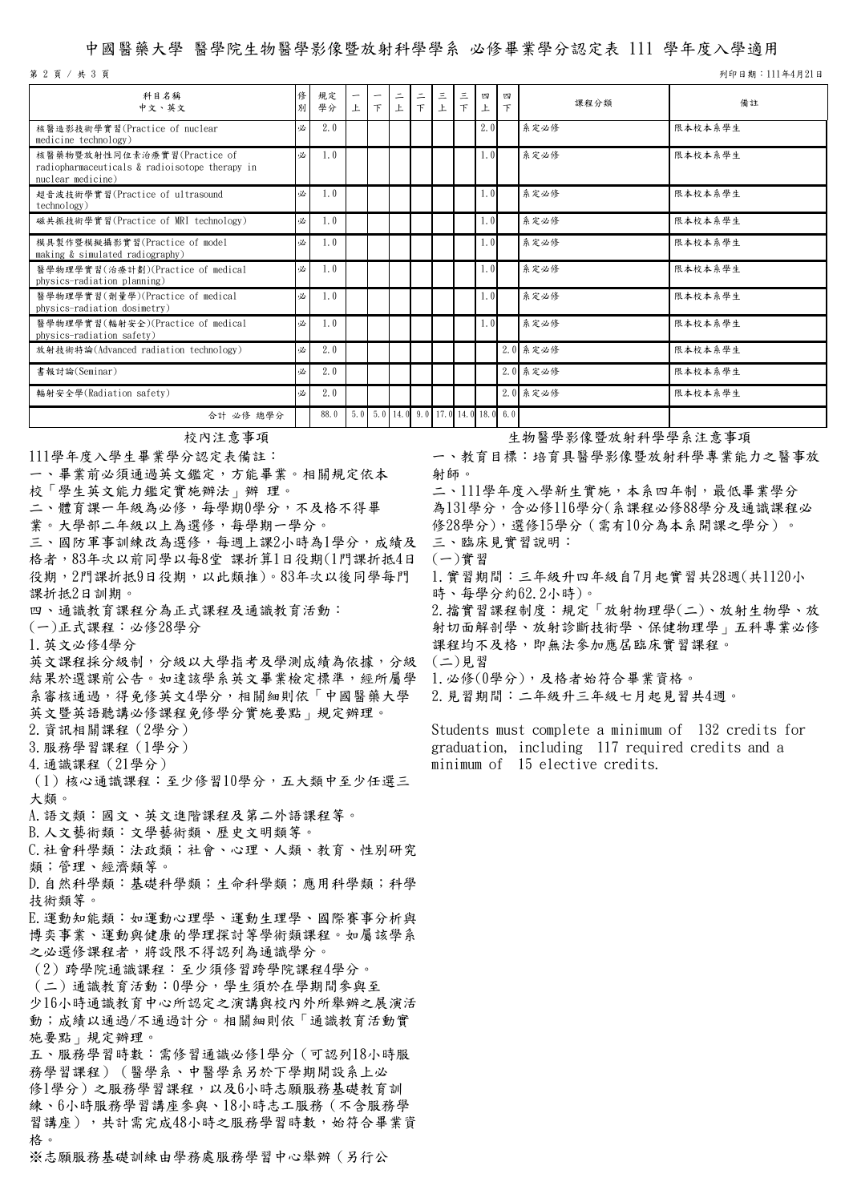# 中國醫藥大學 醫學院生物醫學影像暨放射科學學系 必修畢業學分認定表 111 學年度入學適用

列印日期：111年4月21日

| 科目名稱<br>中文、英文 | 修別 | 規定學分 | 一上 | 一下 | 二上 | 二下 | 三上 | 三下 | 四上 | 四下 | 課程分類 | 備註 |
|---|---|---|---|---|---|---|---|---|---|---|---|---|
| 核醫造影技術學實習(Practice of nuclear medicine technology) | 必 | 2.0 | | | | | | | 2.0 | | 系定必修 | 限本校本系學生 |
| 核醫藥物暨放射性同位素治療實習(Practice of radiopharmaceuticals & radioisotope therapy in nuclear medicine) | 必 | 1.0 | | | | | | | 1.0 | | 系定必修 | 限本校本系學生 |
| 超音波技術學實習(Practice of ultrasound technology) | 必 | 1.0 | | | | | | | 1.0 | | 系定必修 | 限本校本系學生 |
| 磁共振技術學實習(Practice of MRI technology) | 必 | 1.0 | | | | | | | 1.0 | | 系定必修 | 限本校本系學生 |
| 模具製作暨模擬攝影實習(Practice of model making & simulated radiography) | 必 | 1.0 | | | | | | | 1.0 | | 系定必修 | 限本校本系學生 |
| 醫學物理學實習(治療計劃)(Practice of medical physics-radiation planning) | 必 | 1.0 | | | | | | | 1.0 | | 系定必修 | 限本校本系學生 |
| 醫學物理學實習(劑量學)(Practice of medical physics-radiation dosimetry) | 必 | 1.0 | | | | | | | 1.0 | | 系定必修 | 限本校本系學生 |
| 醫學物理學實習(輻射安全)(Practice of medical physics-radiation safety) | 必 | 1.0 | | | | | | | 1.0 | | 系定必修 | 限本校本系學生 |
| 放射技術特論(Advanced radiation technology) | 必 | 2.0 | | | | | | | | 2.0 | 系定必修 | 限本校本系學生 |
| 書報討論(Seminar) | 必 | 2.0 | | | | | | | | 2.0 | 系定必修 | 限本校本系學生 |
| 輻射安全學(Radiation safety) | 必 | 2.0 | | | | | | | | 2.0 | 系定必修 | 限本校本系學生 |
| 合計 必修 總學分 | | 88.0 | 5.0 | 5.0 | 14.0 | 9.0 | 17.0 | 14.0 | 18.0 | 6.0 | | |

## 校內注意事項

111學年度入學生畢業學分認定表備註：

一、畢業前必須通過英文鑑定，方能畢業。相關規定依本校「學生英文能力鑑定實施辦法」辦 理。

二、體育課一年級為必修，每學期0學分，不及格不得畢業。大學部二年級以上為選修，每學期一學分。

三、國防軍事訓練改為選修，每週上課2小時為1學分，成績及格者，83年次以前同學以每8堂 課折算1日役期(1門課折抵4日役期，2門課折抵9日役期，以此類推)。83年次以後同學每門課折抵2日訓期。

四、通識教育課程分為正式課程及通識教育活動：

(一)正式課程：必修28學分

1.英文必修4學分

英文課程採分級制，分級以大學指考及學測成績為依據，分級結果於選課前公告。如達該學系英文畢業檢定標準，經所屬學系審核通過，得免修英文4學分，相關細則依「中國醫藥大學英文暨英語聽講必修課程免修學分實施要點」規定辦理。

2.資訊相關課程（2學分）

3.服務學習課程（1學分）

4.通識課程（21學分）

（1）核心通識課程：至少修習10學分，五大類中至少任選三大類。

A.語文類：國文、英文進階課程及第二外語課程等。

B.人文藝術類：文學藝術類、歷史文明類等。

C.社會科學類：法政類；社會、心理、人類、教育、性別研究類；管理、經濟類等。

D.自然科學類：基礎科學類；生命科學類；應用科學類；科學技術類等。

E.運動知能類：如運動心理學、運動生理學、國際賽事分析與博奕事業、運動與健康的學理探討等學術類課程。如屬該學系之必選修課程者，將設限不得認列為通識學分。

（2）跨學院通識課程：至少須修習跨學院課程4學分。

（二）通識教育活動：0學分，學生須於在學期間參與至少16小時通識教育中心所認定之演講與校內外所舉辦之展演活動；成績以通過/不通過計分。相關細則依「通識教育活動實施要點」規定辦理。

五、服務學習時數：需修習通識必修1學分（可認列18小時服務學習課程）（醫學系、中醫學系另於下學期開設系上必修1學分）之服務學習課程，以及6小時志願服務基礎教育訓練、6小時服務學習講座參與、18小時志工服務（不含服務學習講座），共計需完成48小時之服務學習時數，始符合畢業資格。

※志願服務基礎訓練由學務處服務學習中心舉辦（另行公

## 生物醫學影像暨放射科學學系注意事項

一、教育目標：培育具醫學影像暨放射科學專業能力之醫事放射師。

二、111學年度入學新生實施，本系四年制，最低畢業學分為131學分，含必修116學分(系課程必修88學分及通識課程必修28學分)，選修15學分（需有10分為本系開課之學分）。

三、臨床見實習說明：

(一)實習

1.實習期間：三年級升四年級自7月起實習共28週(共1120小時、每學分約62.2小時)。

2.擋實習課程制度：規定「放射物理學(二)、放射生物學、放射切面解剖學、放射診斷技術學、保健物理學」五科專業必修課程均不及格，即無法參加應屆臨床實習課程。

(二)見習

1.必修(0學分)，及格者始符合畢業資格。

2.見習期間：二年級升三年級七月起見習共4週。

Students must complete a minimum of 132 credits for graduation, including 117 required credits and a minimum of 15 elective credits.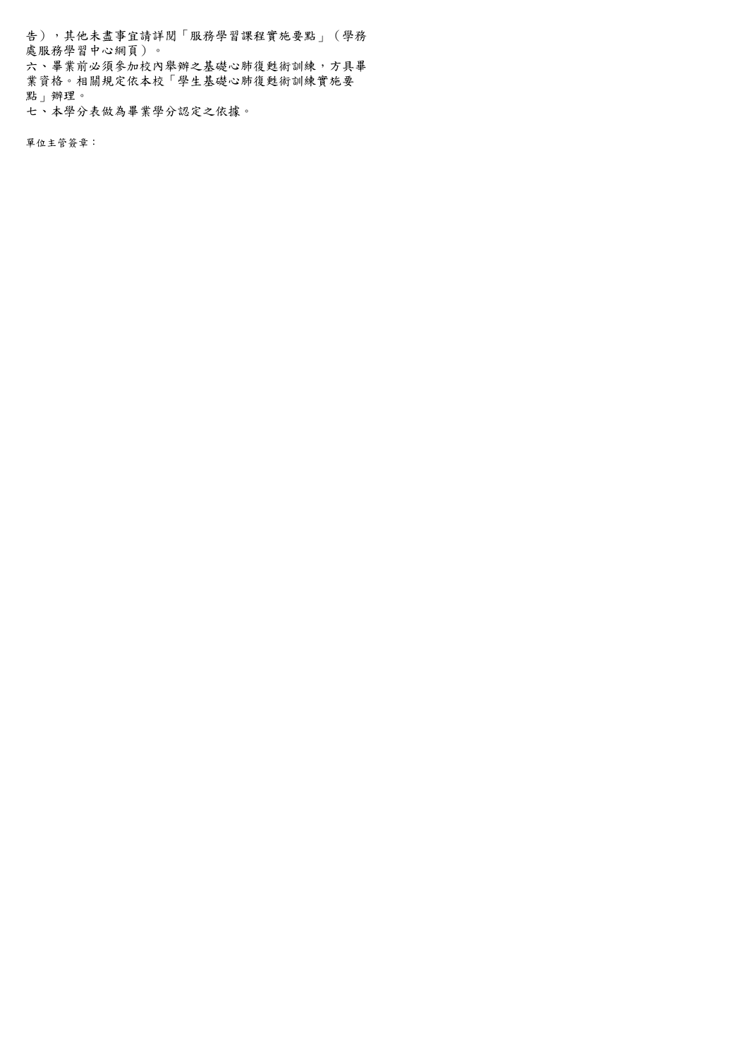告），其他未盡事宜請詳閱「服務學習課程實施要點」（學務處服務學習中心網頁）。

六、畢業前必須參加校內舉辦之基礎心肺復甦術訓練，方具畢業資格。相關規定依本校「學生基礎心肺復甦術訓練實施要點」辦理。

七、本學分表做為畢業學分認定之依據。

單位主管簽章：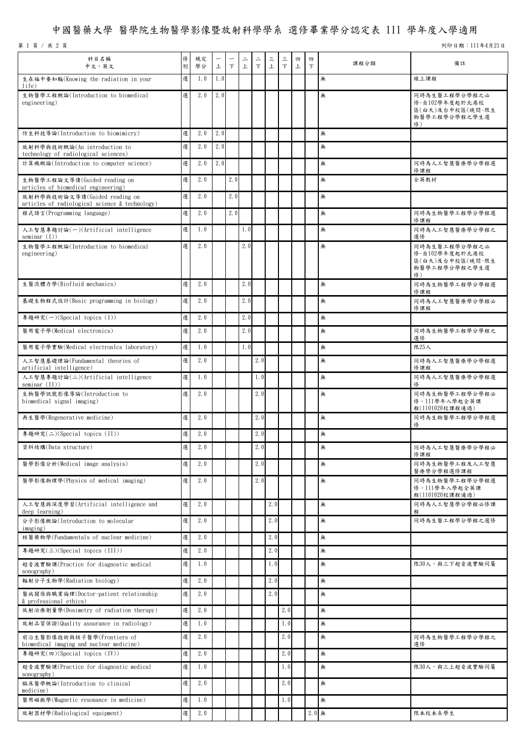# 中國醫藥大學 醫學院生物醫學影像暨放射科學學系 選修畢業學分認定表 111 學年度入學適用

列印日期：111年4月21日

| 科目名稱<br>中文、英文 | 修別 | 規定學分 | 一上 | 一下 | 二上 | 二下 | 三上 | 三下 | 四上 | 四下 | 課程分類 | 備註 |
|---|---|---|---|---|---|---|---|---|---|---|---|---|
| 生在福中要知輻(Knowing the radiation in your life) | 選 | 1.0 | 1.0 | | | | | | | | 無 | 線上課程 |
| 生物醫學工程概論(Introduction to biomedical engineering) | 選 | 2.0 | 2.0 | | | | | | | | 無 | 同時為生醫工程學分學程之必修-自102學年度起於北港校區(白天)及台中校區(晚間-限生物醫學工程學分學程之學生選修) |
| 仿生科技導論(Introduction to biomimicry) | 選 | 2.0 | 2.0 | | | | | | | | 無 | |
| 放射科學與技術概論(An introduction to technology of radiological sciences) | 選 | 2.0 | 2.0 | | | | | | | | 無 | |
| 計算機概論(Introduction to computer science) | 選 | 2.0 | 2.0 | | | | | | | | 無 | 同時為人工智慧醫療學分學程選修課程 |
| 生物醫學工程論文導讀(Guided reading on articles of biomedical engineering) | 選 | 2.0 | | 2.0 | | | | | | | 無 | 全英教材 |
| 放射科學與技術論文導讀(Guided reading on articles of radiological science & technology) | 選 | 2.0 | | 2.0 | | | | | | | 無 | |
| 程式語言(Programming language) | 選 | 2.0 | | 2.0 | | | | | | | 無 | 同時為生物醫學工程學分學程選修課程 |
| 人工智慧專題討論(一)(Artificial intelligence seminar (I)) | 選 | 1.0 | | | 1.0 | | | | | | 無 | 同時為人工智慧醫療學分學程之選修 |
| 生物醫學工程概論(Introduction to biomedical engineering) | 選 | 2.0 | | | 2.0 | | | | | | 無 | 同時為生醫工程學分學程之必修-自102學年度起於北港校區(白天)及台中校區(晚間-限生物醫學工程學分學程之學生選修) |
| 生醫流體力學(Biofluid mechanics) | 選 | 2.0 | | | 2.0 | | | | | | 無 | 同時為生物醫學工程學分學程選修課程 |
| 基礎生物程式設計(Basic programming in biology) | 選 | 2.0 | | | 2.0 | | | | | | 無 | 同時為人工智慧醫療學分學程必修課程 |
| 專題研究(一)(Special topics (I)) | 選 | 2.0 | | | 2.0 | | | | | | 無 | |
| 醫用電子學(Medical electronics) | 選 | 2.0 | | | 2.0 | | | | | | 無 | 同時為生物醫學工程學分學程之選修 |
| 醫用電子學實驗(Medical electronIcs laboratory) | 選 | 1.0 | | | 1.0 | | | | | | 無 | 限25人 |
| 人工智慧基礎理論(Fundamental theories of artificial intelligence) | 選 | 2.0 | | | | 2.0 | | | | | 無 | 同時為人工智慧醫療學分學程選修課程 |
| 人工智慧專題討論(二)(Artificial intelligence seminar (II)) | 選 | 1.0 | | | | 1.0 | | | | | 無 | 同時為人工智慧醫療學分學程選修 |
| 生物醫學訊號影像導論(Introduction to biomedical signal imaging) | 選 | 2.0 | | | | 2.0 | | | | | 無 | 同時為生物醫學工程學分學程必修。111學年入學起全英課程(1101020校課程通過) |
| 再生醫學(Regenerative medicine) | 選 | 2.0 | | | | 2.0 | | | | | 無 | 同時為生物醫學工程學分學程選修 |
| 專題研究(二)(Special topics (II)) | 選 | 2.0 | | | | 2.0 | | | | | 無 | |
| 資料結構(Data structure) | 選 | 2.0 | | | | 2.0 | | | | | 無 | 同時為人工智慧醫療學分學程必修課程 |
| 醫學影像分析(Medical image analysis) | 選 | 2.0 | | | | 2.0 | | | | | 無 | 同時為生物醫學工程及人工智慧醫療學分學程選修課程 |
| 醫學影像物理學(Physics of medical imaging) | 選 | 2.0 | | | | 2.0 | | | | | 無 | 同時為生物醫學工程學分學程選修。111學年入學起全英課程(1101020校課程通過) |
| 人工智慧與深度學習(Artificial intelligence and deep learning) | 選 | 2.0 | | | | | 2.0 | | | | 無 | 同時為人工智慧學分學程必修課程 |
| 分子影像概論(Introduction to molecular imaging) | 選 | 2.0 | | | | | 2.0 | | | | 無 | 同時為生醫工程學分學程之選修 |
| 核醫藥物學(Fundamentals of nuclear medicine) | 選 | 2.0 | | | | | 2.0 | | | | 無 | |
| 專題研究(三)(Special topics (III)) | 選 | 2.0 | | | | | 2.0 | | | | 無 | |
| 超音波實驗課(Practice for diagnostic medical sonography) | 選 | 1.0 | | | | | 1.0 | | | | 無 | 限30人，與三下超音波實驗同屬 |
| 輻射分子生物學(Radiation biology) | 選 | 2.0 | | | | | 2.0 | | | | 無 | |
| 醫病關係與職業倫理(Doctor-patient relationship & professional ethics) | 選 | 2.0 | | | | | 2.0 | | | | 無 | |
| 放射治療劑量學(Dosimetry of radiation therapy) | 選 | 2.0 | | | | | | 2.0 | | | 無 | |
| 放射品質保證(Quality assurance in radiology) | 選 | 1.0 | | | | | | 1.0 | | | 無 | |
| 前沿生醫影像技術與核子醫學(Frontiers of biomedical imaging and nuclear medicine) | 選 | 2.0 | | | | | | 2.0 | | | 無 | 同時為生物醫學工程學分學程之選修 |
| 專題研究(四)(Special topics (IV)) | 選 | 2.0 | | | | | | 2.0 | | | 無 | |
| 超音波實驗課(Practice for diagnostic medical sonography) | 選 | 1.0 | | | | | | 1.0 | | | 無 | 限30人，與三上超音波實驗同屬 |
| 臨床醫學概論(Introduction to clinical medicine) | 選 | 2.0 | | | | | | 2.0 | | | 無 | |
| 醫用磁振學(Magnetic resonance in medicine) | 選 | 1.0 | | | | | | 1.0 | | | 無 | |
| 放射器材學(Radiological equipment) | 選 | 2.0 | | | | | | | | 2.0 | 無 | 限本校本系學生 |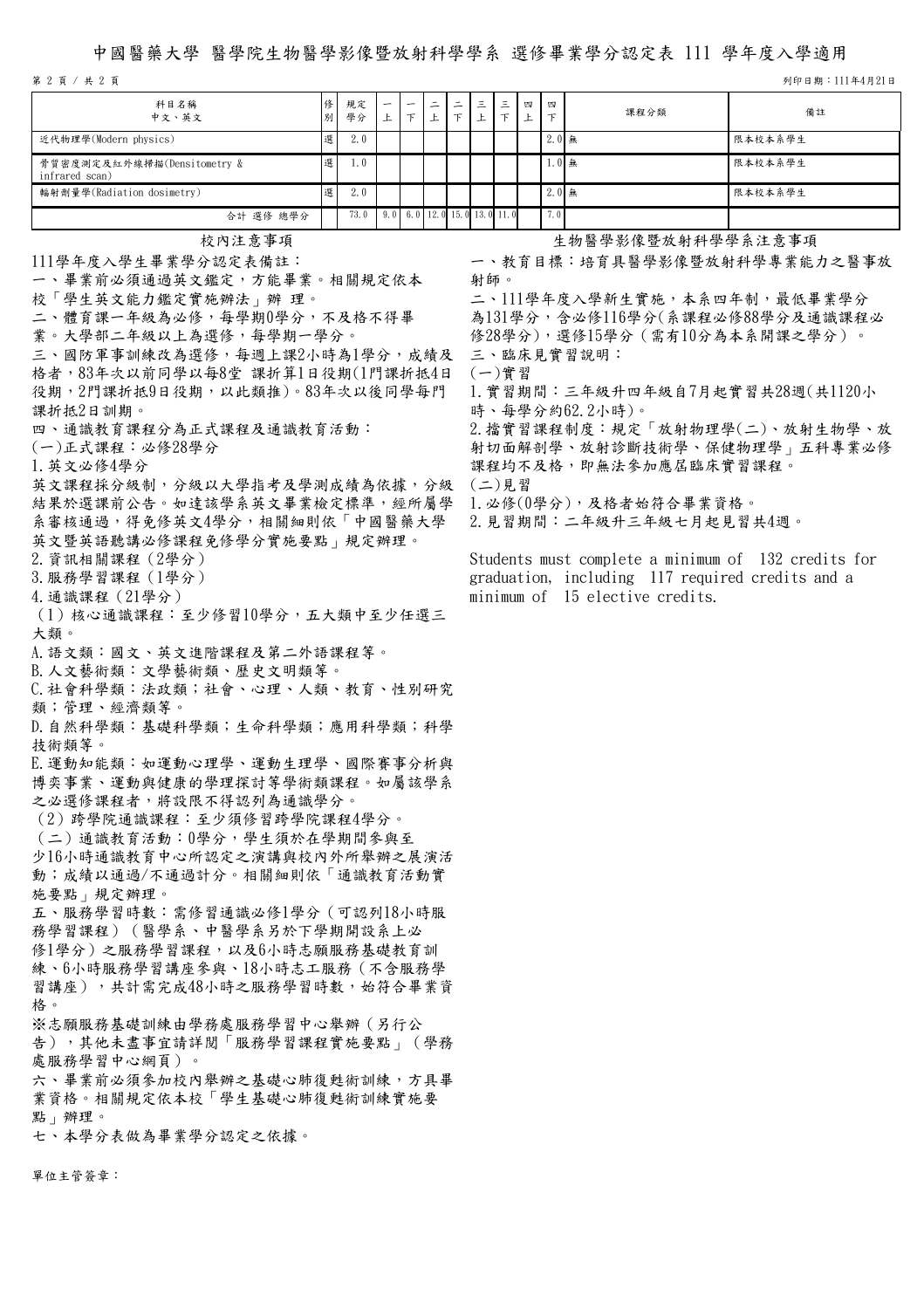# 中國醫藥大學 醫學院生物醫學影像暨放射科學學系 選修畢業學分認定表 111 學年度入學適用

| 科目名稱 中文、英文 | 修別 | 規定學分 | 一上 | 一下 | 二上 | 二下 | 三上 | 三下 | 四上 | 四下 | 課程分類 | 備註 |
|---|---|---|---|---|---|---|---|---|---|---|---|---|
| 近代物理學(Modern physics) | 選 | 2.0 | | | | | | | | 2.0 | 無 | 限本校本系學生 |
| 骨質密度測定及紅外線掃描(Densitometry & infrared scan) | 選 | 1.0 | | | | | | | | 1.0 | 無 | 限本校本系學生 |
| 輻射劑量學(Radiation dosimetry) | 選 | 2.0 | | | | | | | | 2.0 | 無 | 限本校本系學生 |
| 合計 選修 總學分 | | 73.0 | 9.0 | 6.0 | 12.0 | 15.0 | 13.0 | 11.0 | | 7.0 | | |

## 校內注意事項

111學年度入學生畢業學分認定表備註：

一、畢業前必須通過英文鑑定，方能畢業。相關規定依本校「學生英文能力鑑定實施辦法」辦 理。

二、體育課一年級為必修，每學期0學分，不及格不得畢業。大學部二年級以上為選修，每學期一學分。

三、國防軍事訓練改為選修，每週上課2小時為1學分，成績及格者，83年次以前同學以每8堂 課折算1日役期(1門課折抵4日役期，2門課折抵9日役期，以此類推)。83年次以後同學每門課折抵2日訓期。

四、通識教育課程分為正式課程及通識教育活動：

(一)正式課程：必修28學分

1.英文必修4學分

英文課程採分級制，分級以大學指考及學測成績為依據，分級結果於選課前公告。如達該學系英文畢業檢定標準，經所屬學系審核通過，得免修英文4學分，相關細則依「中國醫藥大學英文暨英語聽講必修課程免修學分實施要點」規定辦理。

2.資訊相關課程（2學分）

3.服務學習課程（1學分）

4.通識課程（21學分）

（1）核心通識課程：至少修習10學分，五大類中至少任選三大類。

A.語文類：國文、英文進階課程及第二外語課程等。

B.人文藝術類：文學藝術類、歷史文明類等。

C.社會科學類：法政類；社會、心理、人類、教育、性別研究類；管理、經濟類等。

D.自然科學類：基礎科學類；生命科學類；應用科學類；科學技術類等。

E.運動知能類：如運動心理學、運動生理學、國際賽事分析與博奕事業、運動與健康的學理探討等學術類課程。如屬該學系之必選修課程者，將設限不得認列為通識學分。

（2）跨學院通識課程：至少須修習跨學院課程4學分。

（二）通識教育活動：0學分，學生須於在學期間參與至少16小時通識教育中心所認定之演講與校內外所舉辦之展演活動；成績以通過/不通過計分。相關細則依「通識教育活動實施要點」規定辦理。

五、服務學習時數：需修習通識必修1學分（可認列18小時服務學習課程）（醫學系、中醫學系另於下學期開設系上必修1學分）之服務學習課程，以及6小時志願服務基礎教育訓練、6小時服務學習講座參與、18小時志工服務（不含服務學習講座），共計需完成48小時之服務學習時數，始符合畢業資格。

※志願服務基礎訓練由學務處服務學習中心舉辦（另行公告），其他未盡事宜請詳閱「服務學習課程實施要點」（學務處服務學習中心網頁）。

六、畢業前必須參加校內舉辦之基礎心肺復甦術訓練，方具畢業資格。相關規定依本校「學生基礎心肺復甦術訓練實施要點」辦理。

七、本學分表做為畢業學分認定之依據。

## 生物醫學影像暨放射科學學系注意事項

一、教育目標：培育具醫學影像暨放射科學專業能力之醫事放射師。

二、111學年度入學新生實施，本系四年制，最低畢業學分為131學分，含必修116學分(系課程必修88學分及通識課程必修28學分)，選修15學分（需有10分為本系開課之學分）。

三、臨床見實習說明：

(一)實習

1.實習期間：三年級升四年級自7月起實習共28週(共1120小時、每學分約62.2小時)。

2.擋實習課程制度：規定「放射物理學(二)、放射生物學、放射切面解剖學、放射診斷技術學、保健物理學」五科專業必修課程均不及格，即無法參加應屆臨床實習課程。

(二)見習

1.必修(0學分)，及格者始符合畢業資格。

2.見習期間：二年級升三年級七月起見習共4週。

Students must complete a minimum of 132 credits for graduation, including 117 required credits and a minimum of 15 elective credits.

單位主管簽章：